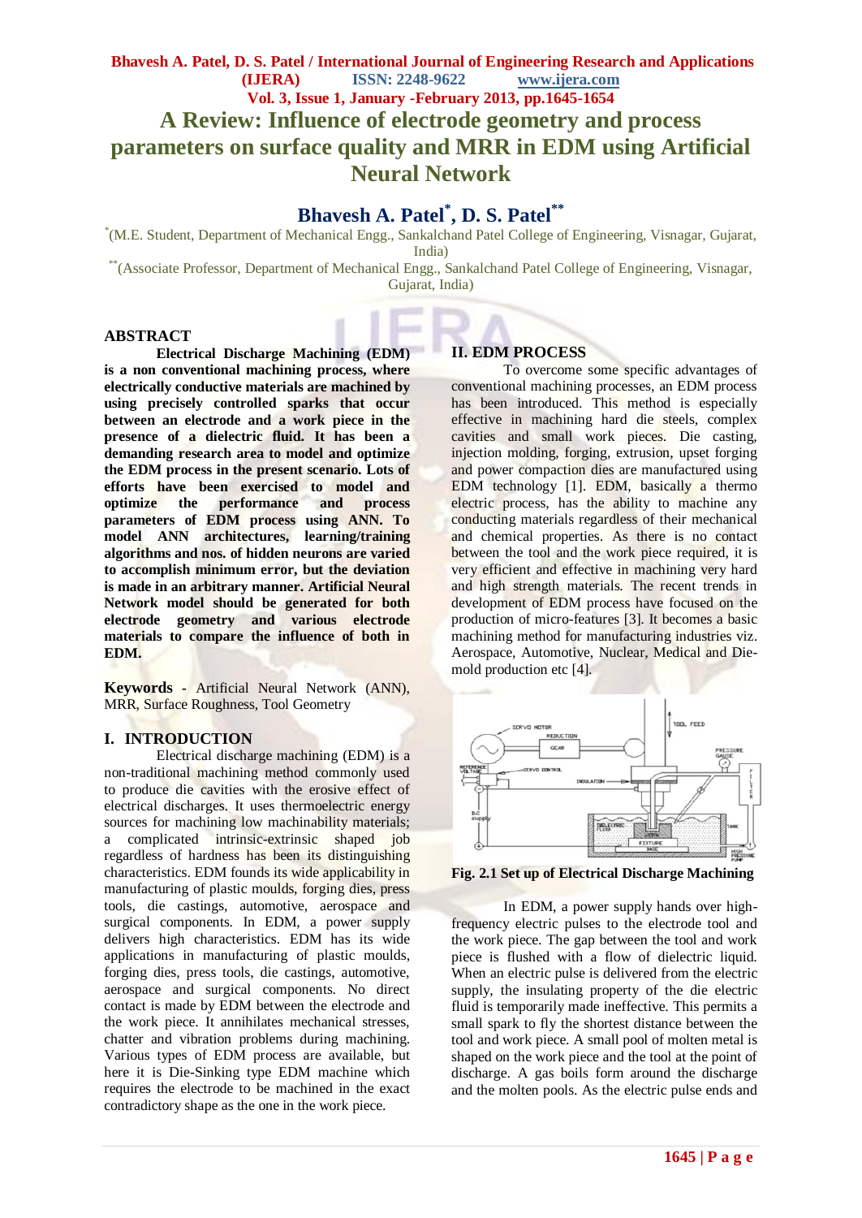# A Review: Influence of electrode geometry and process parameters on surface quality and MRR in EDM using Artificial Neural Network

**Bhavesh A. Patel*, D. S. Patel****

*(M.E. Student, Department of Mechanical Engg., Sankalchand Patel College of Engineering, Visnagar, Gujarat, India)

**(Associate Professor, Department of Mechanical Engg., Sankalchand Patel College of Engineering, Visnagar, Gujarat, India)

## ABSTRACT

**Electrical Discharge Machining (EDM) is a non conventional machining process, where electrically conductive materials are machined by using precisely controlled sparks that occur between an electrode and a work piece in the presence of a dielectric fluid. It has been a demanding research area to model and optimize the EDM process in the present scenario. Lots of efforts have been exercised to model and optimize the performance and process parameters of EDM process using ANN. To model ANN architectures, learning/training algorithms and nos. of hidden neurons are varied to accomplish minimum error, but the deviation is made in an arbitrary manner. Artificial Neural Network model should be generated for both electrode geometry and various electrode materials to compare the influence of both in EDM.**

**Keywords** - Artificial Neural Network (ANN), MRR, Surface Roughness, Tool Geometry

## I. INTRODUCTION

Electrical discharge machining (EDM) is a non-traditional machining method commonly used to produce die cavities with the erosive effect of electrical discharges. It uses thermoelectric energy sources for machining low machinability materials; a complicated intrinsic-extrinsic shaped job regardless of hardness has been its distinguishing characteristics. EDM founds its wide applicability in manufacturing of plastic moulds, forging dies, press tools, die castings, automotive, aerospace and surgical components. In EDM, a power supply delivers high characteristics. EDM has its wide applications in manufacturing of plastic moulds, forging dies, press tools, die castings, automotive, aerospace and surgical components. No direct contact is made by EDM between the electrode and the work piece. It annihilates mechanical stresses, chatter and vibration problems during machining. Various types of EDM process are available, but here it is Die-Sinking type EDM machine which requires the electrode to be machined in the exact contradictory shape as the one in the work piece.

## II. EDM PROCESS

To overcome some specific advantages of conventional machining processes, an EDM process has been introduced. This method is especially effective in machining hard die steels, complex cavities and small work pieces. Die casting, injection molding, forging, extrusion, upset forging and power compaction dies are manufactured using EDM technology [1]. EDM, basically a thermo electric process, has the ability to machine any conducting materials regardless of their mechanical and chemical properties. As there is no contact between the tool and the work piece required, it is very efficient and effective in machining very hard and high strength materials. The recent trends in development of EDM process have focused on the production of micro-features [3]. It becomes a basic machining method for manufacturing industries viz. Aerospace, Automotive, Nuclear, Medical and Die-mold production etc [4].

**Fig. 2.1 Set up of Electrical Discharge Machining**

In EDM, a power supply hands over high-frequency electric pulses to the electrode tool and the work piece. The gap between the tool and work piece is flushed with a flow of dielectric liquid. When an electric pulse is delivered from the electric supply, the insulating property of the die electric fluid is temporarily made ineffective. This permits a small spark to fly the shortest distance between the tool and work piece. A small pool of molten metal is shaped on the work piece and the tool at the point of discharge. A gas boils form around the discharge and the molten pools. As the electric pulse ends and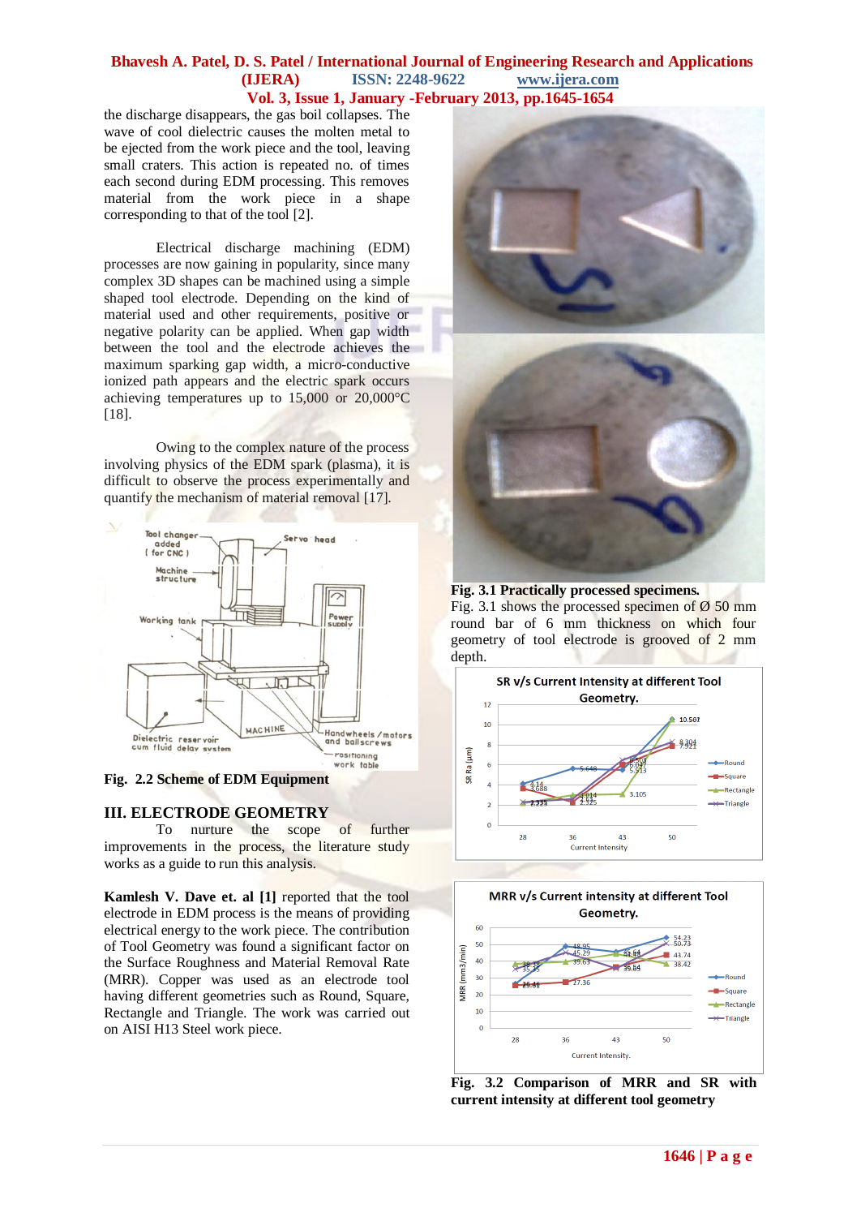the discharge disappears, the gas boil collapses. The wave of cool dielectric causes the molten metal to be ejected from the work piece and the tool, leaving small craters. This action is repeated no. of times each second during EDM processing. This removes material from the work piece in a shape corresponding to that of the tool [2].

Electrical discharge machining (EDM) processes are now gaining in popularity, since many complex 3D shapes can be machined using a simple shaped tool electrode. Depending on the kind of material used and other requirements, positive or negative polarity can be applied. When gap width between the tool and the electrode achieves the maximum sparking gap width, a micro-conductive ionized path appears and the electric spark occurs achieving temperatures up to 15,000 or 20,000°C [18].

Owing to the complex nature of the process involving physics of the EDM spark (plasma), it is difficult to observe the process experimentally and quantify the mechanism of material removal [17].

**Fig. 2.2 Scheme of EDM Equipment**

## III. ELECTRODE GEOMETRY

To nurture the scope of further improvements in the process, the literature study works as a guide to run this analysis.

**Kamlesh V. Dave et. al [1]** reported that the tool electrode in EDM process is the means of providing electrical energy to the work piece. The contribution of Tool Geometry was found a significant factor on the Surface Roughness and Material Removal Rate (MRR). Copper was used as an electrode tool having different geometries such as Round, Square, Rectangle and Triangle. The work was carried out on AISI H13 Steel work piece.

**Fig. 3.1 Practically processed specimens.**

Fig. 3.1 shows the processed specimen of Ø 50 mm round bar of 6 mm thickness on which four geometry of tool electrode is grooved of 2 mm depth.

**Fig. 3.2 Comparison of MRR and SR with current intensity at different tool geometry**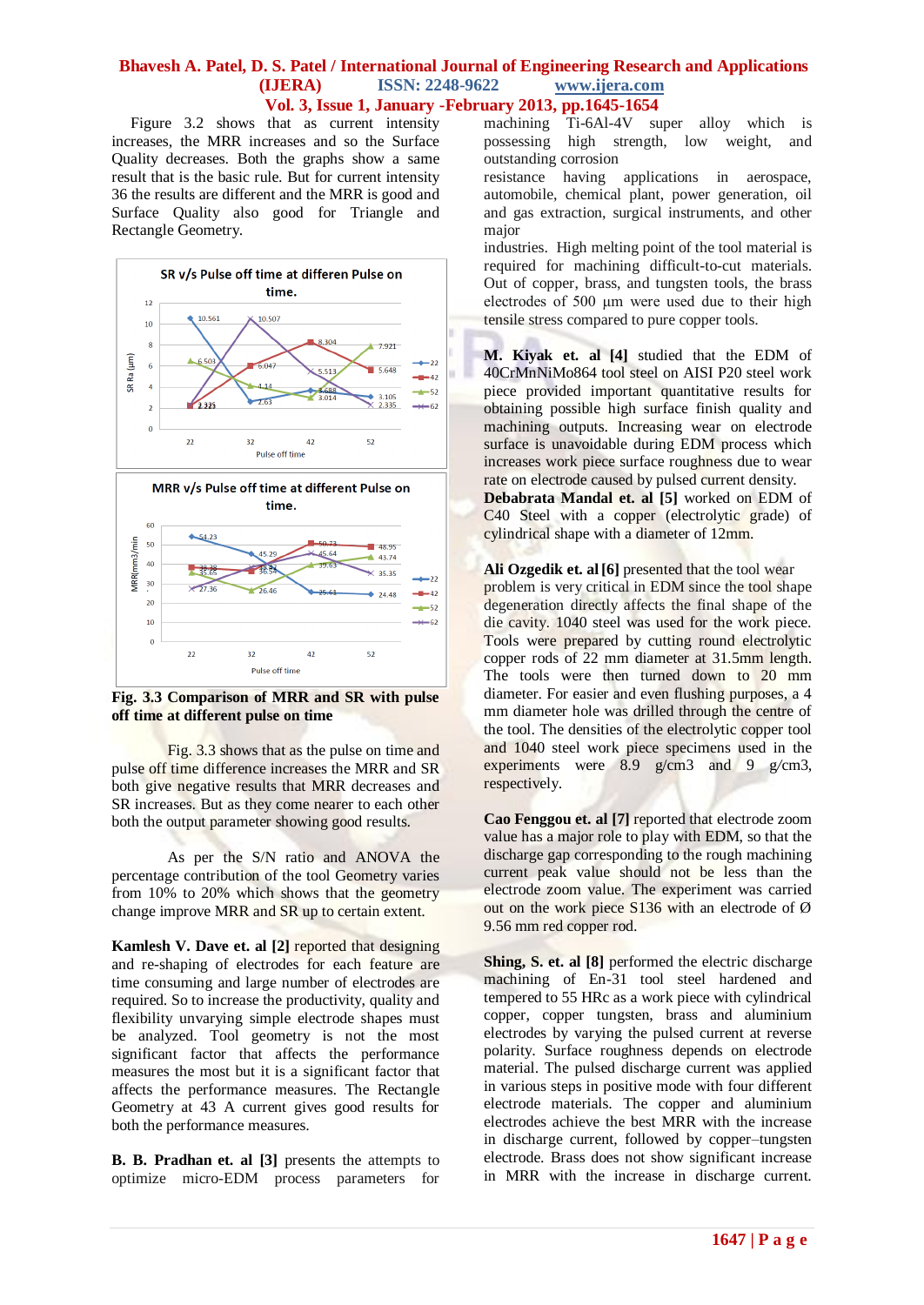Figure 3.2 shows that as current intensity increases, the MRR increases and so the Surface Quality decreases. Both the graphs show a same result that is the basic rule. But for current intensity 36 the results are different and the MRR is good and Surface Quality also good for Triangle and Rectangle Geometry.

**Fig. 3.3 Comparison of MRR and SR with pulse off time at different pulse on time**

Fig. 3.3 shows that as the pulse on time and pulse off time difference increases the MRR and SR both give negative results that MRR decreases and SR increases. But as they come nearer to each other both the output parameter showing good results.

As per the S/N ratio and ANOVA the percentage contribution of the tool Geometry varies from 10% to 20% which shows that the geometry change improve MRR and SR up to certain extent.

**Kamlesh V. Dave et. al [2]** reported that designing and re-shaping of electrodes for each feature are time consuming and large number of electrodes are required. So to increase the productivity, quality and flexibility unvarying simple electrode shapes must be analyzed. Tool geometry is not the most significant factor that affects the performance measures the most but it is a significant factor that affects the performance measures. The Rectangle Geometry at 43 A current gives good results for both the performance measures.

**B. B. Pradhan et. al [3]** presents the attempts to optimize micro-EDM process parameters for machining Ti-6Al-4V super alloy which is possessing high strength, low weight, and outstanding corrosion resistance having applications in aerospace, automobile, chemical plant, power generation, oil and gas extraction, surgical instruments, and other major industries. High melting point of the tool material is required for machining difficult-to-cut materials. Out of copper, brass, and tungsten tools, the brass electrodes of 500 µm were used due to their high tensile stress compared to pure copper tools.

**M. Kiyak et. al [4]** studied that the EDM of 40CrMnNiMo864 tool steel on AISI P20 steel work piece provided important quantitative results for obtaining possible high surface finish quality and machining outputs. Increasing wear on electrode surface is unavoidable during EDM process which increases work piece surface roughness due to wear rate on electrode caused by pulsed current density.

**Debabrata Mandal et. al [5]** worked on EDM of C40 Steel with a copper (electrolytic grade) of cylindrical shape with a diameter of 12mm.

**Ali Ozgedik et. al [6]** presented that the tool wear problem is very critical in EDM since the tool shape degeneration directly affects the final shape of the die cavity. 1040 steel was used for the work piece. Tools were prepared by cutting round electrolytic copper rods of 22 mm diameter at 31.5mm length. The tools were then turned down to 20 mm diameter. For easier and even flushing purposes, a 4 mm diameter hole was drilled through the centre of the tool. The densities of the electrolytic copper tool and 1040 steel work piece specimens used in the experiments were 8.9 g/cm3 and 9 g/cm3, respectively.

**Cao Fenggou et. al [7]** reported that electrode zoom value has a major role to play with EDM, so that the discharge gap corresponding to the rough machining current peak value should not be less than the electrode zoom value. The experiment was carried out on the work piece S136 with an electrode of Ø 9.56 mm red copper rod.

**Shing, S. et. al [8]** performed the electric discharge machining of En-31 tool steel hardened and tempered to 55 HRc as a work piece with cylindrical copper, copper tungsten, brass and aluminium electrodes by varying the pulsed current at reverse polarity. Surface roughness depends on electrode material. The pulsed discharge current was applied in various steps in positive mode with four different electrode materials. The copper and aluminium electrodes achieve the best MRR with the increase in discharge current, followed by copper–tungsten electrode. Brass does not show significant increase in MRR with the increase in discharge current.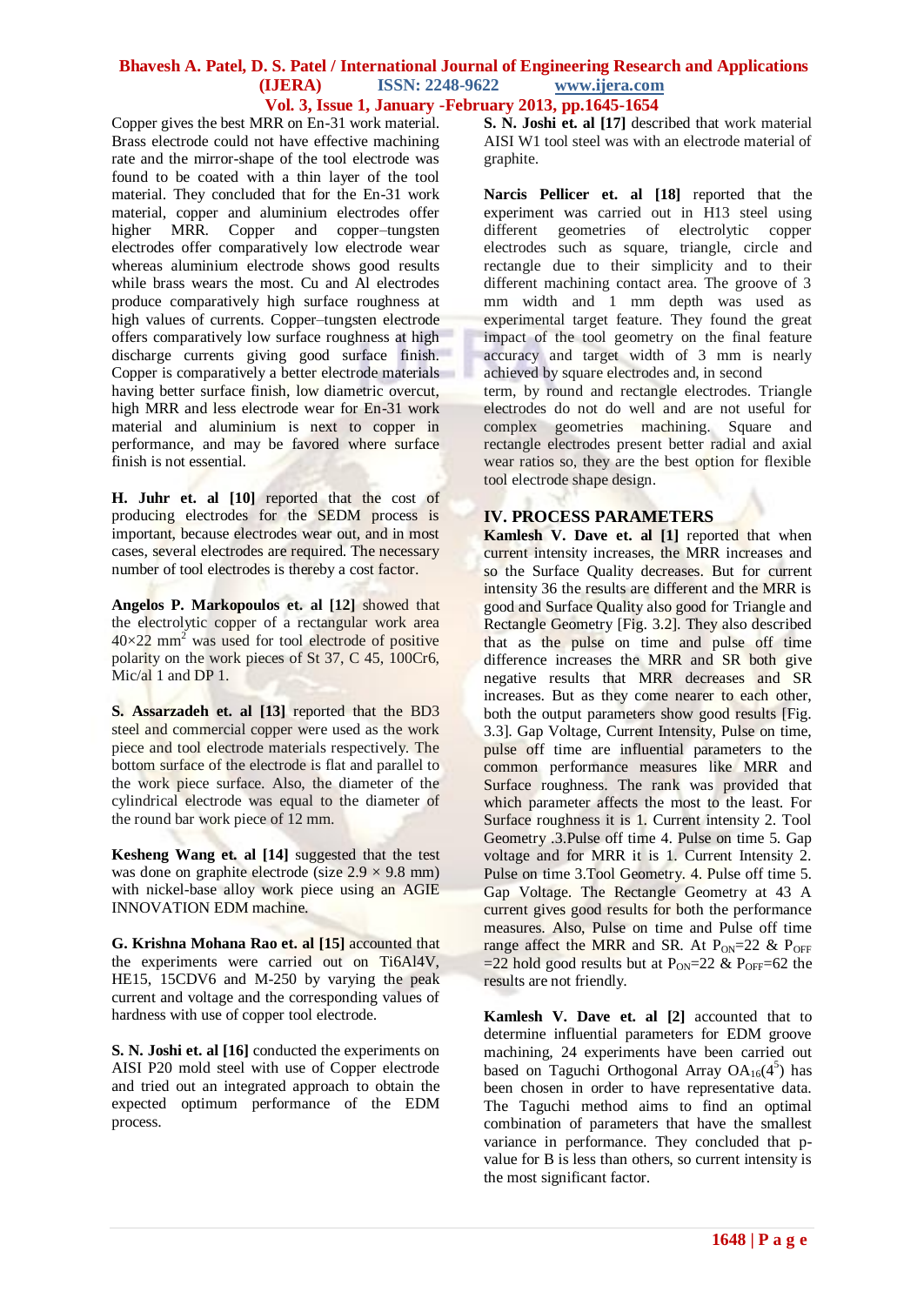Copper gives the best MRR on En-31 work material. Brass electrode could not have effective machining rate and the mirror-shape of the tool electrode was found to be coated with a thin layer of the tool material. They concluded that for the En-31 work material, copper and aluminium electrodes offer higher MRR. Copper and copper–tungsten electrodes offer comparatively low electrode wear whereas aluminium electrode shows good results while brass wears the most. Cu and Al electrodes produce comparatively high surface roughness at high values of currents. Copper–tungsten electrode offers comparatively low surface roughness at high discharge currents giving good surface finish. Copper is comparatively a better electrode materials having better surface finish, low diametric overcut, high MRR and less electrode wear for En-31 work material and aluminium is next to copper in performance, and may be favored where surface finish is not essential.

**H. Juhr et. al [10]** reported that the cost of producing electrodes for the SEDM process is important, because electrodes wear out, and in most cases, several electrodes are required. The necessary number of tool electrodes is thereby a cost factor.

**Angelos P. Markopoulos et. al [12]** showed that the electrolytic copper of a rectangular work area $40 \times 22$ mm$^2$ was used for tool electrode of positive polarity on the work pieces of St 37, C 45, 100Cr6, Mic/al 1 and DP 1.

**S. Assarzadeh et. al [13]** reported that the BD3 steel and commercial copper were used as the work piece and tool electrode materials respectively. The bottom surface of the electrode is flat and parallel to the work piece surface. Also, the diameter of the cylindrical electrode was equal to the diameter of the round bar work piece of 12 mm.

**Kesheng Wang et. al [14]** suggested that the test was done on graphite electrode (size $2.9 \times 9.8$ mm) with nickel-base alloy work piece using an AGIE INNOVATION EDM machine.

**G. Krishna Mohana Rao et. al [15]** accounted that the experiments were carried out on Ti6Al4V, HE15, 15CDV6 and M-250 by varying the peak current and voltage and the corresponding values of hardness with use of copper tool electrode.

**S. N. Joshi et. al [16]** conducted the experiments on AISI P20 mold steel with use of Copper electrode and tried out an integrated approach to obtain the expected optimum performance of the EDM process.

**S. N. Joshi et. al [17]** described that work material AISI W1 tool steel was with an electrode material of graphite.

**Narcis Pellicer et. al [18]** reported that the experiment was carried out in H13 steel using different geometries of electrolytic copper electrodes such as square, triangle, circle and rectangle due to their simplicity and to their different machining contact area. The groove of 3 mm width and 1 mm depth was used as experimental target feature. They found the great impact of the tool geometry on the final feature accuracy and target width of 3 mm is nearly achieved by square electrodes and, in second term, by round and rectangle electrodes. Triangle electrodes do not do well and are not useful for complex geometries machining. Square and rectangle electrodes present better radial and axial wear ratios so, they are the best option for flexible tool electrode shape design.

## IV. PROCESS PARAMETERS

**Kamlesh V. Dave et. al [1]** reported that when current intensity increases, the MRR increases and so the Surface Quality decreases. But for current intensity 36 the results are different and the MRR is good and Surface Quality also good for Triangle and Rectangle Geometry [Fig. 3.2]. They also described that as the pulse on time and pulse off time difference increases the MRR and SR both give negative results that MRR decreases and SR increases. But as they come nearer to each other, both the output parameters show good results [Fig. 3.3]. Gap Voltage, Current Intensity, Pulse on time, pulse off time are influential parameters to the common performance measures like MRR and Surface roughness. The rank was provided that which parameter affects the most to the least. For Surface roughness it is 1. Current intensity 2. Tool Geometry .3.Pulse off time 4. Pulse on time 5. Gap voltage and for MRR it is 1. Current Intensity 2. Pulse on time 3.Tool Geometry. 4. Pulse off time 5. Gap Voltage. The Rectangle Geometry at 43 A current gives good results for both the performance measures. Also, Pulse on time and Pulse off time range affect the MRR and SR. At $P_{ON}$=22 & $P_{OFF}$ =22 hold good results but at $P_{ON}$=22 & $P_{OFF}$=62 the results are not friendly.

**Kamlesh V. Dave et. al [2]** accounted that to determine influential parameters for EDM groove machining, 24 experiments have been carried out based on Taguchi Orthogonal Array $OA_{16}(4^5)$ has been chosen in order to have representative data. The Taguchi method aims to find an optimal combination of parameters that have the smallest variance in performance. They concluded that p-value for B is less than others, so current intensity is the most significant factor.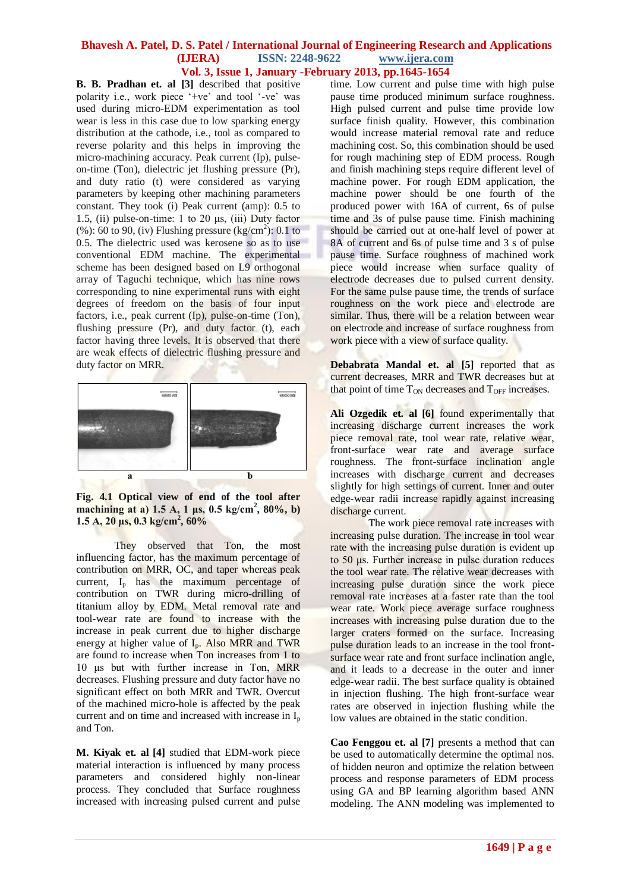**B. B. Pradhan et. al [3]** described that positive polarity i.e., work piece '+ve' and tool '-ve' was used during micro-EDM experimentation as tool wear is less in this case due to low sparking energy distribution at the cathode, i.e., tool as compared to reverse polarity and this helps in improving the micro-machining accuracy. Peak current (Ip), pulse-on-time (Ton), dielectric jet flushing pressure (Pr), and duty ratio (t) were considered as varying parameters by keeping other machining parameters constant. They took (i) Peak current (amp): 0.5 to 1.5, (ii) pulse-on-time: 1 to 20 µs, (iii) Duty factor (%): 60 to 90, (iv) Flushing pressure (kg/cm$^2$): 0.1 to 0.5. The dielectric used was kerosene so as to use conventional EDM machine. The experimental scheme has been designed based on L9 orthogonal array of Taguchi technique, which has nine rows corresponding to nine experimental runs with eight degrees of freedom on the basis of four input factors, i.e., peak current (Ip), pulse-on-time (Ton), flushing pressure (Pr), and duty factor (t), each factor having three levels. It is observed that there are weak effects of dielectric flushing pressure and duty factor on MRR.

**Fig. 4.1 Optical view of end of the tool after machining at a) 1.5 A, 1 µs, 0.5 kg/cm$^2$, 80%, b) 1.5 A, 20 µs, 0.3 kg/cm$^2$, 60%**

They observed that Ton, the most influencing factor, has the maximum percentage of contribution on MRR, OC, and taper whereas peak current, $I_p$ has the maximum percentage of contribution on TWR during micro-drilling of titanium alloy by EDM. Metal removal rate and tool-wear rate are found to increase with the increase in peak current due to higher discharge energy at higher value of $I_p$. Also MRR and TWR are found to increase when Ton increases from 1 to 10 µs but with further increase in Ton, MRR decreases. Flushing pressure and duty factor have no significant effect on both MRR and TWR. Overcut of the machined micro-hole is affected by the peak current and on time and increased with increase in $I_p$ and Ton.

**M. Kiyak et. al [4]** studied that EDM-work piece material interaction is influenced by many process parameters and considered highly non-linear process. They concluded that Surface roughness increased with increasing pulsed current and pulse time. Low current and pulse time with high pulse pause time produced minimum surface roughness. High pulsed current and pulse time provide low surface finish quality. However, this combination would increase material removal rate and reduce machining cost. So, this combination should be used for rough machining step of EDM process. Rough and finish machining steps require different level of machine power. For rough EDM application, the machine power should be one fourth of the produced power with 16A of current, 6s of pulse time and 3s of pulse pause time. Finish machining should be carried out at one-half level of power at 8A of current and 6s of pulse time and 3 s of pulse pause time. Surface roughness of machined work piece would increase when surface quality of electrode decreases due to pulsed current density. For the same pulse pause time, the trends of surface roughness on the work piece and electrode are similar. Thus, there will be a relation between wear on electrode and increase of surface roughness from work piece with a view of surface quality.

**Debabrata Mandal et. al [5]** reported that as current decreases, MRR and TWR decreases but at that point of time $T_{ON}$ decreases and $T_{OFF}$ increases.

**Ali Ozgedik et. al [6]** found experimentally that increasing discharge current increases the work piece removal rate, tool wear rate, relative wear, front-surface wear rate and average surface roughness. The front-surface inclination angle increases with discharge current and decreases slightly for high settings of current. Inner and outer edge-wear radii increase rapidly against increasing discharge current.

The work piece removal rate increases with increasing pulse duration. The increase in tool wear rate with the increasing pulse duration is evident up to 50 µs. Further increase in pulse duration reduces the tool wear rate. The relative wear decreases with increasing pulse duration since the work piece removal rate increases at a faster rate than the tool wear rate. Work piece average surface roughness increases with increasing pulse duration due to the larger craters formed on the surface. Increasing pulse duration leads to an increase in the tool front-surface wear rate and front surface inclination angle, and it leads to a decrease in the outer and inner edge-wear radii. The best surface quality is obtained in injection flushing. The high front-surface wear rates are observed in injection flushing while the low values are obtained in the static condition.

**Cao Fenggou et. al [7]** presents a method that can be used to automatically determine the optimal nos. of hidden neuron and optimize the relation between process and response parameters of EDM process using GA and BP learning algorithm based ANN modeling. The ANN modeling was implemented to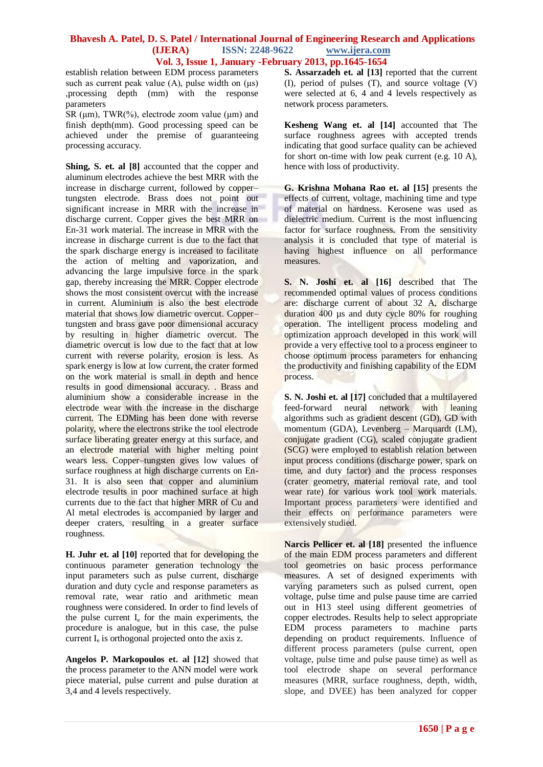establish relation between EDM process parameters such as current peak value (A), pulse width on (µs) ,processing depth (mm) with the response parameters

SR (µm), TWR(%), electrode zoom value (µm) and finish depth(mm). Good processing speed can be achieved under the premise of guaranteeing processing accuracy.

**Shing, S. et. al [8]** accounted that the copper and aluminum electrodes achieve the best MRR with the increase in discharge current, followed by copper–tungsten electrode. Brass does not point out significant increase in MRR with the increase in discharge current. Copper gives the best MRR on En-31 work material. The increase in MRR with the increase in discharge current is due to the fact that the spark discharge energy is increased to facilitate the action of melting and vaporization, and advancing the large impulsive force in the spark gap, thereby increasing the MRR. Copper electrode shows the most consistent overcut with the increase in current. Aluminium is also the best electrode material that shows low diametric overcut. Copper–tungsten and brass gave poor dimensional accuracy by resulting in higher diametric overcut. The diametric overcut is low due to the fact that at low current with reverse polarity, erosion is less. As spark energy is low at low current, the crater formed on the work material is small in depth and hence results in good dimensional accuracy. . Brass and aluminium show a considerable increase in the electrode wear with the increase in the discharge current. The EDMing has been done with reverse polarity, where the electrons strike the tool electrode surface liberating greater energy at this surface, and an electrode material with higher melting point wears less. Copper–tungsten gives low values of surface roughness at high discharge currents on En-31. It is also seen that copper and aluminium electrode results in poor machined surface at high currents due to the fact that higher MRR of Cu and Al metal electrodes is accompanied by larger and deeper craters, resulting in a greater surface roughness.

**H. Juhr et. al [10]** reported that for developing the continuous parameter generation technology the input parameters such as pulse current, discharge duration and duty cycle and response parameters as removal rate, wear ratio and arithmetic mean roughness were considered. In order to find levels of the pulse current $I_e$ for the main experiments, the procedure is analogue, but in this case, the pulse current $I_e$ is orthogonal projected onto the axis z.

**Angelos P. Markopoulos et. al [12]** showed that the process parameter to the ANN model were work piece material, pulse current and pulse duration at 3,4 and 4 levels respectively.

**S. Assarzadeh et. al [13]** reported that the current (I), period of pulses (T), and source voltage (V) were selected at 6, 4 and 4 levels respectively as network process parameters.

**Kesheng Wang et. al [14]** accounted that The surface roughness agrees with accepted trends indicating that good surface quality can be achieved for short on-time with low peak current (e.g. 10 A), hence with loss of productivity.

**G. Krishna Mohana Rao et. al [15]** presents the effects of current, voltage, machining time and type of material on hardness. Kerosene was used as dielectric medium. Current is the most influencing factor for surface roughness. From the sensitivity analysis it is concluded that type of material is having highest influence on all performance measures.

**S. N. Joshi et. al [16]** described that The recommended optimal values of process conditions are: discharge current of about 32 A, discharge duration 400 µs and duty cycle 80% for roughing operation. The intelligent process modeling and optimization approach developed in this work will provide a very effective tool to a process engineer to choose optimum process parameters for enhancing the productivity and finishing capability of the EDM process.

**S. N. Joshi et. al [17]** concluded that a multilayered feed-forward neural network with leaning algorithms such as gradient descent (GD), GD with momentum (GDA), Levenberg – Marquardt (LM), conjugate gradient (CG), scaled conjugate gradient (SCG) were employed to establish relation between input process conditions (discharge power, spark on time, and duty factor) and the process responses (crater geometry, material removal rate, and tool wear rate) for various work tool work materials. Important process parameters were identified and their effects on performance parameters were extensively studied.

**Narcis Pellicer et. al [18]** presented the influence of the main EDM process parameters and different tool geometries on basic process performance measures. A set of designed experiments with varying parameters such as pulsed current, open voltage, pulse time and pulse pause time are carried out in H13 steel using different geometries of copper electrodes. Results help to select appropriate EDM process parameters to machine parts depending on product requirements. Influence of different process parameters (pulse current, open voltage, pulse time and pulse pause time) as well as tool electrode shape on several performance measures (MRR, surface roughness, depth, width, slope, and DVEE) has been analyzed for copper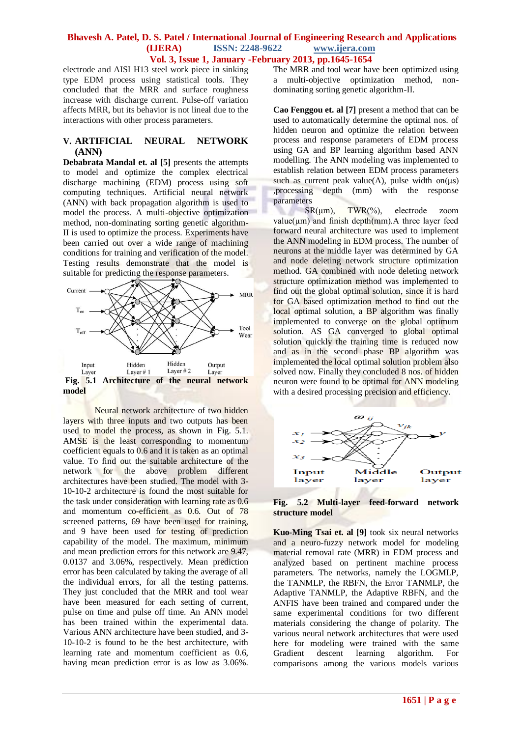electrode and AISI H13 steel work piece in sinking type EDM process using statistical tools. They concluded that the MRR and surface roughness increase with discharge current. Pulse-off variation affects MRR, but its behavior is not lineal due to the interactions with other process parameters.

## V. ARTIFICIAL NEURAL NETWORK (ANN)

**Debabrata Mandal et. al [5]** presents the attempts to model and optimize the complex electrical discharge machining (EDM) process using soft computing techniques. Artificial neural network (ANN) with back propagation algorithm is used to model the process. A multi-objective optimization method, non-dominating sorting genetic algorithm-II is used to optimize the process. Experiments have been carried out over a wide range of machining conditions for training and verification of the model. Testing results demonstrate that the model is suitable for predicting the response parameters.

**Fig. 5.1 Architecture of the neural network model**

Neural network architecture of two hidden layers with three inputs and two outputs has been used to model the process, as shown in Fig. 5.1. AMSE is the least corresponding to momentum coefficient equals to 0.6 and it is taken as an optimal value. To find out the suitable architecture of the network for the above problem different architectures have been studied. The model with 3-10-10-2 architecture is found the most suitable for the task under consideration with learning rate as 0.6 and momentum co-efficient as 0.6. Out of 78 screened patterns, 69 have been used for training, and 9 have been used for testing of prediction capability of the model. The maximum, minimum and mean prediction errors for this network are 9.47, 0.0137 and 3.06%, respectively. Mean prediction error has been calculated by taking the average of all the individual errors, for all the testing patterns. They just concluded that the MRR and tool wear have been measured for each setting of current, pulse on time and pulse off time. An ANN model has been trained within the experimental data. Various ANN architecture have been studied, and 3-10-10-2 is found to be the best architecture, with learning rate and momentum coefficient as 0.6, having mean prediction error is as low as 3.06%. The MRR and tool wear have been optimized using a multi-objective optimization method, non-dominating sorting genetic algorithm-II.

**Cao Fenggou et. al [7]** present a method that can be used to automatically determine the optimal nos. of hidden neuron and optimize the relation between process and response parameters of EDM process using GA and BP learning algorithm based ANN modelling. The ANN modeling was implemented to establish relation between EDM process parameters such as current peak value(A), pulse width on(μs) ,processing depth (mm) with the response parameters SR(μm), TWR(%), electrode zoom value(μm) and finish depth(mm).A three layer feed forward neural architecture was used to implement the ANN modeling in EDM process. The number of neurons at the middle layer was determined by GA and node deleting network structure optimization method. GA combined with node deleting network structure optimization method was implemented to find out the global optimal solution, since it is hard for GA based optimization method to find out the local optimal solution, a BP algorithm was finally implemented to converge on the global optimum solution. AS GA converged to global optimal solution quickly the training time is reduced now and as in the second phase BP algorithm was implemented the local optimal solution problem also solved now. Finally they concluded 8 nos. of hidden neuron were found to be optimal for ANN modeling with a desired processing precision and efficiency.

**Fig. 5.2 Multi-layer feed-forward network structure model**

**Kuo-Ming Tsai et. al [9]** took six neural networks and a neuro-fuzzy network model for modeling material removal rate (MRR) in EDM process and analyzed based on pertinent machine process parameters. The networks, namely the LOGMLP, the TANMLP, the RBFN, the Error TANMLP, the Adaptive TANMLP, the Adaptive RBFN, and the ANFIS have been trained and compared under the same experimental conditions for two different materials considering the change of polarity. The various neural network architectures that were used here for modeling were trained with the same Gradient descent learning algorithm. For comparisons among the various models various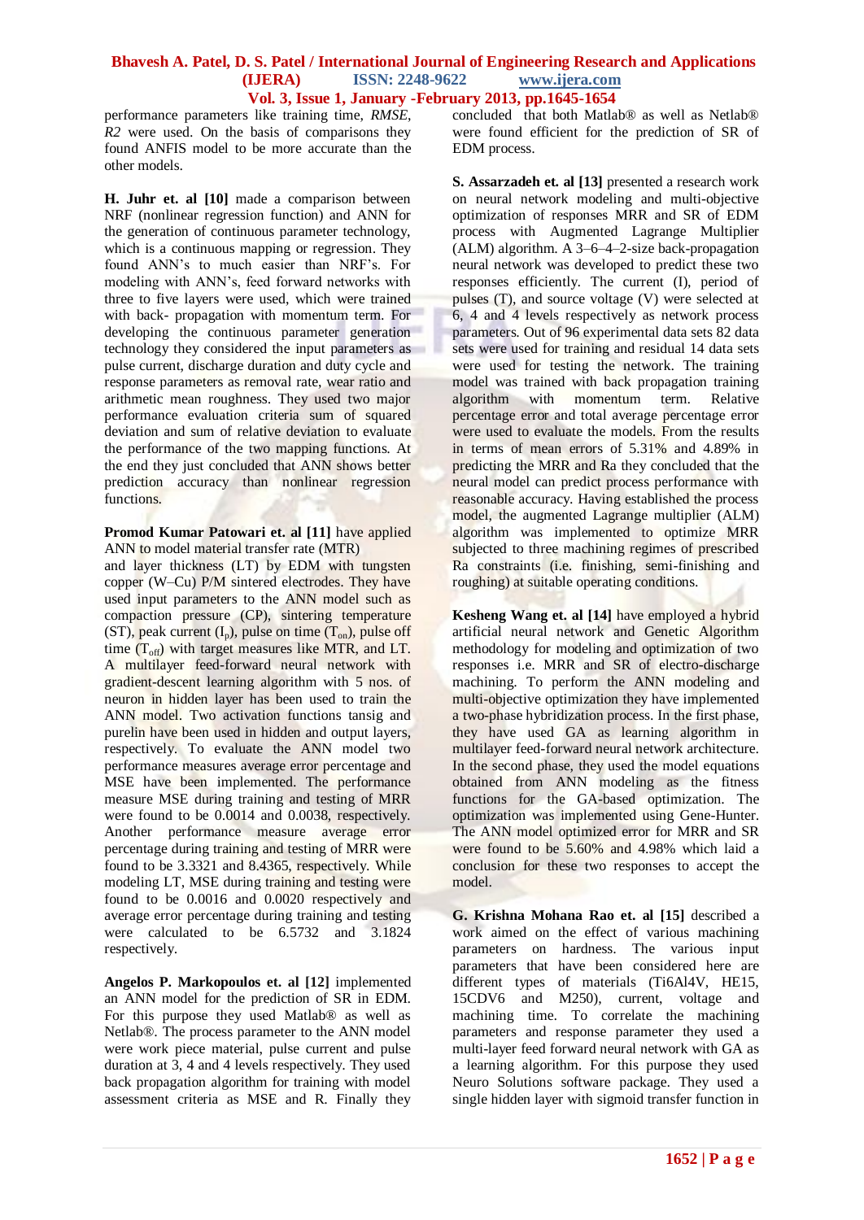performance parameters like training time, *RMSE*, *R2* were used. On the basis of comparisons they found ANFIS model to be more accurate than the other models.

**H. Juhr et. al [10]** made a comparison between NRF (nonlinear regression function) and ANN for the generation of continuous parameter technology, which is a continuous mapping or regression. They found ANN's to much easier than NRF's. For modeling with ANN's, feed forward networks with three to five layers were used, which were trained with back- propagation with momentum term. For developing the continuous parameter generation technology they considered the input parameters as pulse current, discharge duration and duty cycle and response parameters as removal rate, wear ratio and arithmetic mean roughness. They used two major performance evaluation criteria sum of squared deviation and sum of relative deviation to evaluate the performance of the two mapping functions. At the end they just concluded that ANN shows better prediction accuracy than nonlinear regression functions.

**Promod Kumar Patowari et. al [11]** have applied ANN to model material transfer rate (MTR) and layer thickness (LT) by EDM with tungsten copper (W–Cu) P/M sintered electrodes. They have used input parameters to the ANN model such as compaction pressure (CP), sintering temperature (ST), peak current ($I_p$), pulse on time ($T_{on}$), pulse off time ($T_{off}$) with target measures like MTR, and LT. A multilayer feed-forward neural network with gradient-descent learning algorithm with 5 nos. of neuron in hidden layer has been used to train the ANN model. Two activation functions tansig and purelin have been used in hidden and output layers, respectively. To evaluate the ANN model two performance measures average error percentage and MSE have been implemented. The performance measure MSE during training and testing of MRR were found to be 0.0014 and 0.0038, respectively. Another performance measure average error percentage during training and testing of MRR were found to be 3.3321 and 8.4365, respectively. While modeling LT, MSE during training and testing were found to be 0.0016 and 0.0020 respectively and average error percentage during training and testing were calculated to be 6.5732 and 3.1824 respectively.

**Angelos P. Markopoulos et. al [12]** implemented an ANN model for the prediction of SR in EDM. For this purpose they used Matlab® as well as Netlab®. The process parameter to the ANN model were work piece material, pulse current and pulse duration at 3, 4 and 4 levels respectively. They used back propagation algorithm for training with model assessment criteria as MSE and R. Finally they concluded that both Matlab® as well as Netlab® were found efficient for the prediction of SR of EDM process.

**S. Assarzadeh et. al [13]** presented a research work on neural network modeling and multi-objective optimization of responses MRR and SR of EDM process with Augmented Lagrange Multiplier (ALM) algorithm. A 3–6–4–2-size back-propagation neural network was developed to predict these two responses efficiently. The current (I), period of pulses (T), and source voltage (V) were selected at 6, 4 and 4 levels respectively as network process parameters. Out of 96 experimental data sets 82 data sets were used for training and residual 14 data sets were used for testing the network. The training model was trained with back propagation training algorithm with momentum term. Relative percentage error and total average percentage error were used to evaluate the models. From the results in terms of mean errors of 5.31% and 4.89% in predicting the MRR and Ra they concluded that the neural model can predict process performance with reasonable accuracy. Having established the process model, the augmented Lagrange multiplier (ALM) algorithm was implemented to optimize MRR subjected to three machining regimes of prescribed Ra constraints (i.e. finishing, semi-finishing and roughing) at suitable operating conditions.

**Kesheng Wang et. al [14]** have employed a hybrid artificial neural network and Genetic Algorithm methodology for modeling and optimization of two responses i.e. MRR and SR of electro-discharge machining. To perform the ANN modeling and multi-objective optimization they have implemented a two-phase hybridization process. In the first phase, they have used GA as learning algorithm in multilayer feed-forward neural network architecture. In the second phase, they used the model equations obtained from ANN modeling as the fitness functions for the GA-based optimization. The optimization was implemented using Gene-Hunter. The ANN model optimized error for MRR and SR were found to be 5.60% and 4.98% which laid a conclusion for these two responses to accept the model.

**G. Krishna Mohana Rao et. al [15]** described a work aimed on the effect of various machining parameters on hardness. The various input parameters that have been considered here are different types of materials (Ti6Al4V, HE15, 15CDV6 and M250), current, voltage and machining time. To correlate the machining parameters and response parameter they used a multi-layer feed forward neural network with GA as a learning algorithm. For this purpose they used Neuro Solutions software package. They used a single hidden layer with sigmoid transfer function in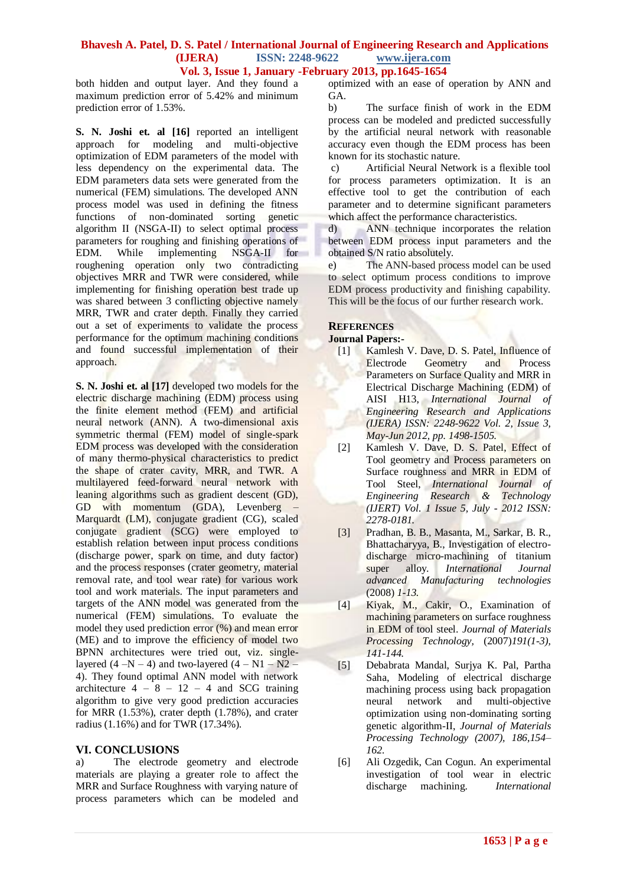both hidden and output layer. And they found a maximum prediction error of 5.42% and minimum prediction error of 1.53%.

**S. N. Joshi et. al [16]** reported an intelligent approach for modeling and multi-objective optimization of EDM parameters of the model with less dependency on the experimental data. The EDM parameters data sets were generated from the numerical (FEM) simulations. The developed ANN process model was used in defining the fitness functions of non-dominated sorting genetic algorithm II (NSGA-II) to select optimal process parameters for roughing and finishing operations of EDM. While implementing NSGA-II for roughening operation only two contradicting objectives MRR and TWR were considered, while implementing for finishing operation best trade up was shared between 3 conflicting objective namely MRR, TWR and crater depth. Finally they carried out a set of experiments to validate the process performance for the optimum machining conditions and found successful implementation of their approach.

**S. N. Joshi et. al [17]** developed two models for the electric discharge machining (EDM) process using the finite element method (FEM) and artificial neural network (ANN). A two-dimensional axis symmetric thermal (FEM) model of single-spark EDM process was developed with the consideration of many thermo-physical characteristics to predict the shape of crater cavity, MRR, and TWR. A multilayered feed-forward neural network with leaning algorithms such as gradient descent (GD), GD with momentum (GDA), Levenberg – Marquardt (LM), conjugate gradient (CG), scaled conjugate gradient (SCG) were employed to establish relation between input process conditions (discharge power, spark on time, and duty factor) and the process responses (crater geometry, material removal rate, and tool wear rate) for various work tool and work materials. The input parameters and targets of the ANN model was generated from the numerical (FEM) simulations. To evaluate the model they used prediction error (%) and mean error (ME) and to improve the efficiency of model two BPNN architectures were tried out, viz. single-layered (4 –N – 4) and two-layered (4 – N1 – N2 – 4). They found optimal ANN model with network architecture 4 – 8 – 12 – 4 and SCG training algorithm to give very good prediction accuracies for MRR (1.53%), crater depth (1.78%), and crater radius (1.16%) and for TWR (17.34%).

## VI. CONCLUSIONS

a) The electrode geometry and electrode materials are playing a greater role to affect the MRR and Surface Roughness with varying nature of process parameters which can be modeled and optimized with an ease of operation by ANN and GA.

b) The surface finish of work in the EDM process can be modeled and predicted successfully by the artificial neural network with reasonable accuracy even though the EDM process has been known for its stochastic nature.

c) Artificial Neural Network is a flexible tool for process parameters optimization. It is an effective tool to get the contribution of each parameter and to determine significant parameters which affect the performance characteristics.

d) ANN technique incorporates the relation between EDM process input parameters and the obtained S/N ratio absolutely.

e) The ANN-based process model can be used to select optimum process conditions to improve EDM process productivity and finishing capability. This will be the focus of our further research work.

## REFERENCES

**Journal Papers:-**

[1] Kamlesh V. Dave, D. S. Patel, Influence of Electrode Geometry and Process Parameters on Surface Quality and MRR in Electrical Discharge Machining (EDM) of AISI H13, *International Journal of Engineering Research and Applications (IJERA) ISSN: 2248-9622 Vol. 2, Issue 3, May-Jun 2012, pp. 1498-1505.*

[2] Kamlesh V. Dave, D. S. Patel, Effect of Tool geometry and Process parameters on Surface roughness and MRR in EDM of Tool Steel, *International Journal of Engineering Research & Technology (IJERT) Vol. 1 Issue 5, July - 2012 ISSN: 2278-0181.*

[3] Pradhan, B. B., Masanta, M., Sarkar, B. R., Bhattacharyya, B., Investigation of electro-discharge micro-machining of titanium super alloy. *International Journal advanced Manufacturing technologies* (2008) *1-13.*

[4] Kiyak, M., Cakir, O., Examination of machining parameters on surface roughness in EDM of tool steel. *Journal of Materials Processing Technology,* (2007)*191(1-3), 141-144.*

[5] Debabrata Mandal, Surjya K. Pal, Partha Saha, Modeling of electrical discharge machining process using back propagation neural network and multi-objective optimization using non-dominating sorting genetic algorithm-II, *Journal of Materials Processing Technology (2007), 186,154–162.*

[6] Ali Ozgedik, Can Cogun. An experimental investigation of tool wear in electric discharge machining. *International*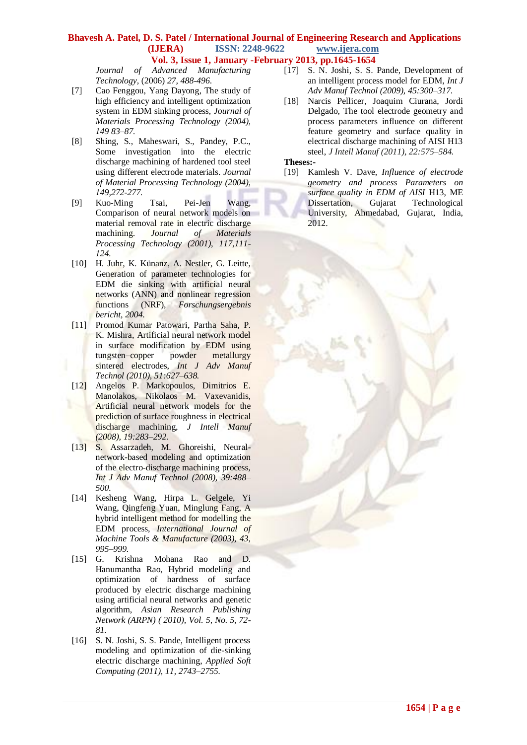Journal of Advanced Manufacturing Technology, (2006) 27, 488-496.

[7] Cao Fenggou, Yang Dayong, The study of high efficiency and intelligent optimization system in EDM sinking process, *Journal of Materials Processing Technology (2004), 149 83–87.*

[8] Shing, S., Maheswari, S., Pandey, P.C., Some investigation into the electric discharge machining of hardened tool steel using different electrode materials. *Journal of Material Processing Technology (2004), 149,272-277.*

[9] Kuo-Ming Tsai, Pei-Jen Wang, Comparison of neural network models on material removal rate in electric discharge machining. *Journal of Materials Processing Technology (2001), 117,111-124.*

[10] H. Juhr, K. Künanz, A. Nestler, G. Leitte, Generation of parameter technologies for EDM die sinking with artificial neural networks (ANN) and nonlinear regression functions (NRF), *Forschungsergebnis bericht, 2004.*

[11] Promod Kumar Patowari, Partha Saha, P. K. Mishra, Artificial neural network model in surface modification by EDM using tungsten–copper powder metallurgy sintered electrodes, *Int J Adv Manuf Technol (2010), 51:627–638.*

[12] Angelos P. Markopoulos, Dimitrios E. Manolakos, Nikolaos M. Vaxevanidis, Artificial neural network models for the prediction of surface roughness in electrical discharge machining, *J Intell Manuf (2008), 19:283–292.*

[13] S. Assarzadeh, M. Ghoreishi, Neural-network-based modeling and optimization of the electro-discharge machining process, *Int J Adv Manuf Technol (2008), 39:488–500.*

[14] Kesheng Wang, Hirpa L. Gelgele, Yi Wang, Qingfeng Yuan, Minglung Fang, A hybrid intelligent method for modelling the EDM process, *International Journal of Machine Tools & Manufacture (2003), 43, 995–999.*

[15] G. Krishna Mohana Rao and D. Hanumantha Rao, Hybrid modeling and optimization of hardness of surface produced by electric discharge machining using artificial neural networks and genetic algorithm, *Asian Research Publishing Network (ARPN) ( 2010), Vol. 5, No. 5, 72-81.*

[16] S. N. Joshi, S. S. Pande, Intelligent process modeling and optimization of die-sinking electric discharge machining, *Applied Soft Computing (2011), 11, 2743–2755.*

[17] S. N. Joshi, S. S. Pande, Development of an intelligent process model for EDM, *Int J Adv Manuf Technol (2009), 45:300–317.*

[18] Narcis Pellicer, Joaquim Ciurana, Jordi Delgado, The tool electrode geometry and process parameters influence on different feature geometry and surface quality in electrical discharge machining of AISI H13 steel, *J Intell Manuf (2011), 22:575–584.*

**Theses:-**

[19] Kamlesh V. Dave, *Influence of electrode geometry and process Parameters on surface quality in EDM of AISI* H13, ME Dissertation, Gujarat Technological University, Ahmedabad, Gujarat, India, 2012.